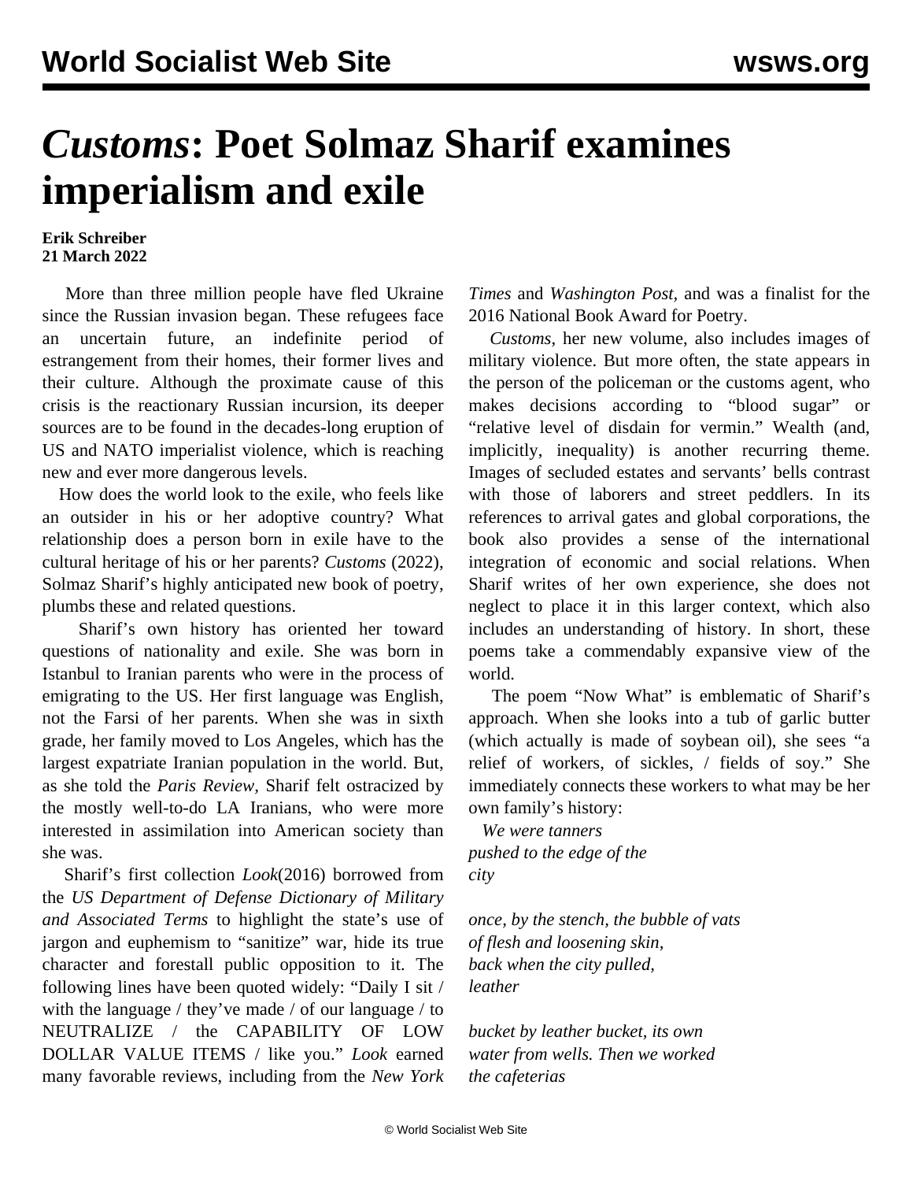# *Customs*: Poet Solmaz Sharif examines imperialism and exile

**Erik Schreiber**
**21 March 2022**

More than three million people have fled Ukraine since the Russian invasion began. These refugees face an uncertain future, an indefinite period of estrangement from their homes, their former lives and their culture. Although the proximate cause of this crisis is the reactionary Russian incursion, its deeper sources are to be found in the decades-long eruption of US and NATO imperialist violence, which is reaching new and ever more dangerous levels.

How does the world look to the exile, who feels like an outsider in his or her adoptive country? What relationship does a person born in exile have to the cultural heritage of his or her parents? *Customs* (2022), Solmaz Sharif's highly anticipated new book of poetry, plumbs these and related questions.

Sharif's own history has oriented her toward questions of nationality and exile. She was born in Istanbul to Iranian parents who were in the process of emigrating to the US. Her first language was English, not the Farsi of her parents. When she was in sixth grade, her family moved to Los Angeles, which has the largest expatriate Iranian population in the world. But, as she told the *Paris Review*, Sharif felt ostracized by the mostly well-to-do LA Iranians, who were more interested in assimilation into American society than she was.

Sharif's first collection *Look*(2016) borrowed from the *US Department of Defense Dictionary of Military and Associated Terms* to highlight the state's use of jargon and euphemism to "sanitize" war, hide its true character and forestall public opposition to it. The following lines have been quoted widely: "Daily I sit / with the language / they've made / of our language / to NEUTRALIZE / the CAPABILITY OF LOW DOLLAR VALUE ITEMS / like you." *Look* earned many favorable reviews, including from the *New York Times* and *Washington Post*, and was a finalist for the 2016 National Book Award for Poetry.

*Customs*, her new volume, also includes images of military violence. But more often, the state appears in the person of the policeman or the customs agent, who makes decisions according to "blood sugar" or "relative level of disdain for vermin." Wealth (and, implicitly, inequality) is another recurring theme. Images of secluded estates and servants' bells contrast with those of laborers and street peddlers. In its references to arrival gates and global corporations, the book also provides a sense of the international integration of economic and social relations. When Sharif writes of her own experience, she does not neglect to place it in this larger context, which also includes an understanding of history. In short, these poems take a commendably expansive view of the world.

The poem "Now What" is emblematic of Sharif's approach. When she looks into a tub of garlic butter (which actually is made of soybean oil), she sees "a relief of workers, of sickles, / fields of soy." She immediately connects these workers to what may be her own family's history:

*We were tanners*
*pushed to the edge of the*
*city*

*once, by the stench, the bubble of vats*
*of flesh and loosening skin,*
*back when the city pulled,*
*leather*

*bucket by leather bucket, its own*
*water from wells. Then we worked*
*the cafeterias*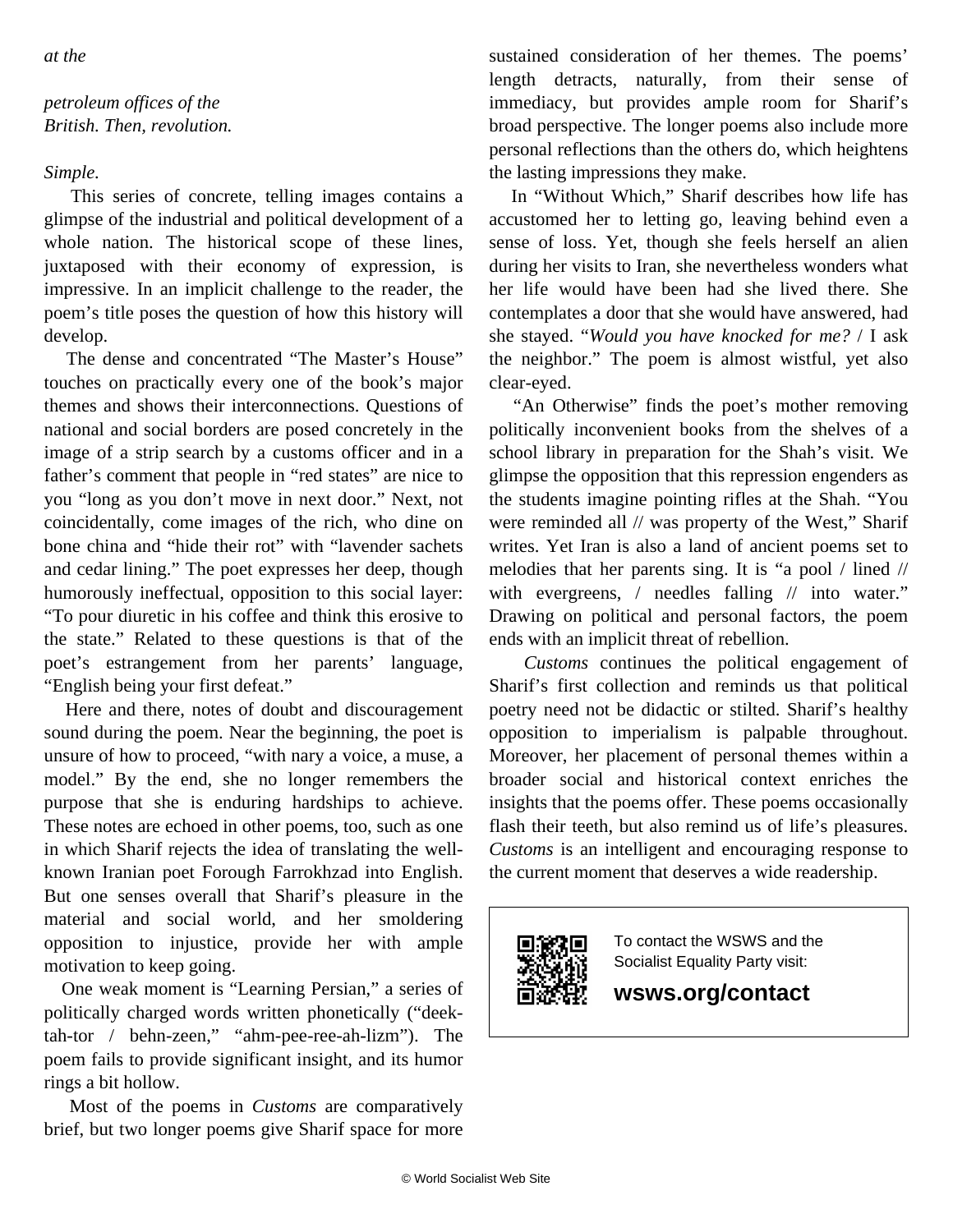*at the*

*petroleum offices of the*
*British. Then, revolution.*

*Simple.*

This series of concrete, telling images contains a glimpse of the industrial and political development of a whole nation. The historical scope of these lines, juxtaposed with their economy of expression, is impressive. In an implicit challenge to the reader, the poem's title poses the question of how this history will develop.

The dense and concentrated "The Master's House" touches on practically every one of the book's major themes and shows their interconnections. Questions of national and social borders are posed concretely in the image of a strip search by a customs officer and in a father's comment that people in "red states" are nice to you "long as you don't move in next door." Next, not coincidentally, come images of the rich, who dine on bone china and "hide their rot" with "lavender sachets and cedar lining." The poet expresses her deep, though humorously ineffectual, opposition to this social layer: "To pour diuretic in his coffee and think this erosive to the state." Related to these questions is that of the poet's estrangement from her parents' language, "English being your first defeat."

Here and there, notes of doubt and discouragement sound during the poem. Near the beginning, the poet is unsure of how to proceed, "with nary a voice, a muse, a model." By the end, she no longer remembers the purpose that she is enduring hardships to achieve. These notes are echoed in other poems, too, such as one in which Sharif rejects the idea of translating the well-known Iranian poet Forough Farrokhzad into English. But one senses overall that Sharif's pleasure in the material and social world, and her smoldering opposition to injustice, provide her with ample motivation to keep going.

One weak moment is "Learning Persian," a series of politically charged words written phonetically ("deek-tah-tor / behn-zeen," "ahm-pee-ree-ah-lizm"). The poem fails to provide significant insight, and its humor rings a bit hollow.

Most of the poems in *Customs* are comparatively brief, but two longer poems give Sharif space for more sustained consideration of her themes. The poems' length detracts, naturally, from their sense of immediacy, but provides ample room for Sharif's broad perspective. The longer poems also include more personal reflections than the others do, which heightens the lasting impressions they make.

In "Without Which," Sharif describes how life has accustomed her to letting go, leaving behind even a sense of loss. Yet, though she feels herself an alien during her visits to Iran, she nevertheless wonders what her life would have been had she lived there. She contemplates a door that she would have answered, had she stayed. "*Would you have knocked for me?* / I ask the neighbor." The poem is almost wistful, yet also clear-eyed.

"An Otherwise" finds the poet's mother removing politically inconvenient books from the shelves of a school library in preparation for the Shah's visit. We glimpse the opposition that this repression engenders as the students imagine pointing rifles at the Shah. "You were reminded all // was property of the West," Sharif writes. Yet Iran is also a land of ancient poems set to melodies that her parents sing. It is "a pool / lined // with evergreens, / needles falling // into water." Drawing on political and personal factors, the poem ends with an implicit threat of rebellion.

*Customs* continues the political engagement of Sharif's first collection and reminds us that political poetry need not be didactic or stilted. Sharif's healthy opposition to imperialism is palpable throughout. Moreover, her placement of personal themes within a broader social and historical context enriches the insights that the poems offer. These poems occasionally flash their teeth, but also remind us of life's pleasures. *Customs* is an intelligent and encouraging response to the current moment that deserves a wide readership.

To contact the WSWS and the Socialist Equality Party visit:

**wsws.org/contact**